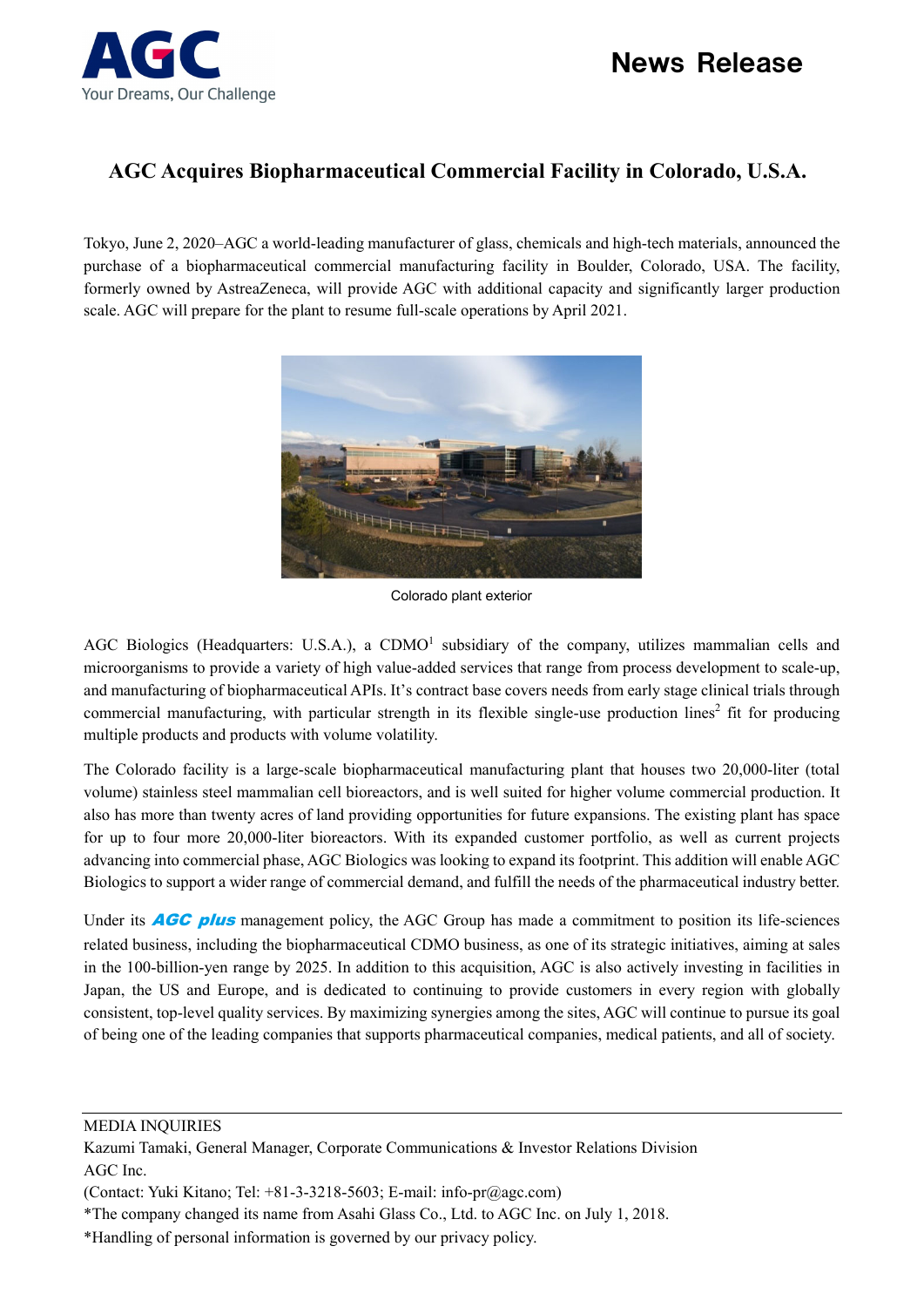# AGC Acquires Biopharmaceutical Commercial Facility in Colorado, U.S.A.

Tokyo, June 2, 2020–AGC a world-leading manufacturer of glass, chemicals and high-tech materials, announced the purchase of a biopharmaceutical commercial manufacturing facility in Boulder, Colorado, USA. The facility, formerly owned by AstreaZeneca, will provide AGC with additional capacity and significantly larger production scale. AGC will prepare for the plant to resume full-scale operations by April 2021.

Colorado plant exterior

AGC Biologics (Headquarters: U.S.A.), a CDMO[1] subsidiary of the company, utilizes mammalian cells and microorganisms to provide a variety of high value-added services that range from process development to scale-up, and manufacturing of biopharmaceutical APIs. It's contract base covers needs from early stage clinical trials through commercial manufacturing, with particular strength in its flexible single-use production lines[2] fit for producing multiple products and products with volume volatility.

The Colorado facility is a large-scale biopharmaceutical manufacturing plant that houses two 20,000-liter (total volume) stainless steel mammalian cell bioreactors, and is well suited for higher volume commercial production. It also has more than twenty acres of land providing opportunities for future expansions. The existing plant has space for up to four more 20,000-liter bioreactors. With its expanded customer portfolio, as well as current projects advancing into commercial phase, AGC Biologics was looking to expand its footprint. This addition will enable AGC Biologics to support a wider range of commercial demand, and fulfill the needs of the pharmaceutical industry better.

Under its ***AGC plus*** management policy, the AGC Group has made a commitment to position its life-sciences related business, including the biopharmaceutical CDMO business, as one of its strategic initiatives, aiming at sales in the 100-billion-yen range by 2025. In addition to this acquisition, AGC is also actively investing in facilities in Japan, the US and Europe, and is dedicated to continuing to provide customers in every region with globally consistent, top-level quality services. By maximizing synergies among the sites, AGC will continue to pursue its goal of being one of the leading companies that supports pharmaceutical companies, medical patients, and all of society.

---

MEDIA INQUIRIES

Kazumi Tamaki, General Manager, Corporate Communications & Investor Relations Division

AGC Inc.

(Contact: Yuki Kitano; Tel: +81-3-3218-5603; E-mail: info-pr@agc.com)

*The company changed its name from Asahi Glass Co., Ltd. to AGC Inc. on July 1, 2018.

*Handling of personal information is governed by our privacy policy.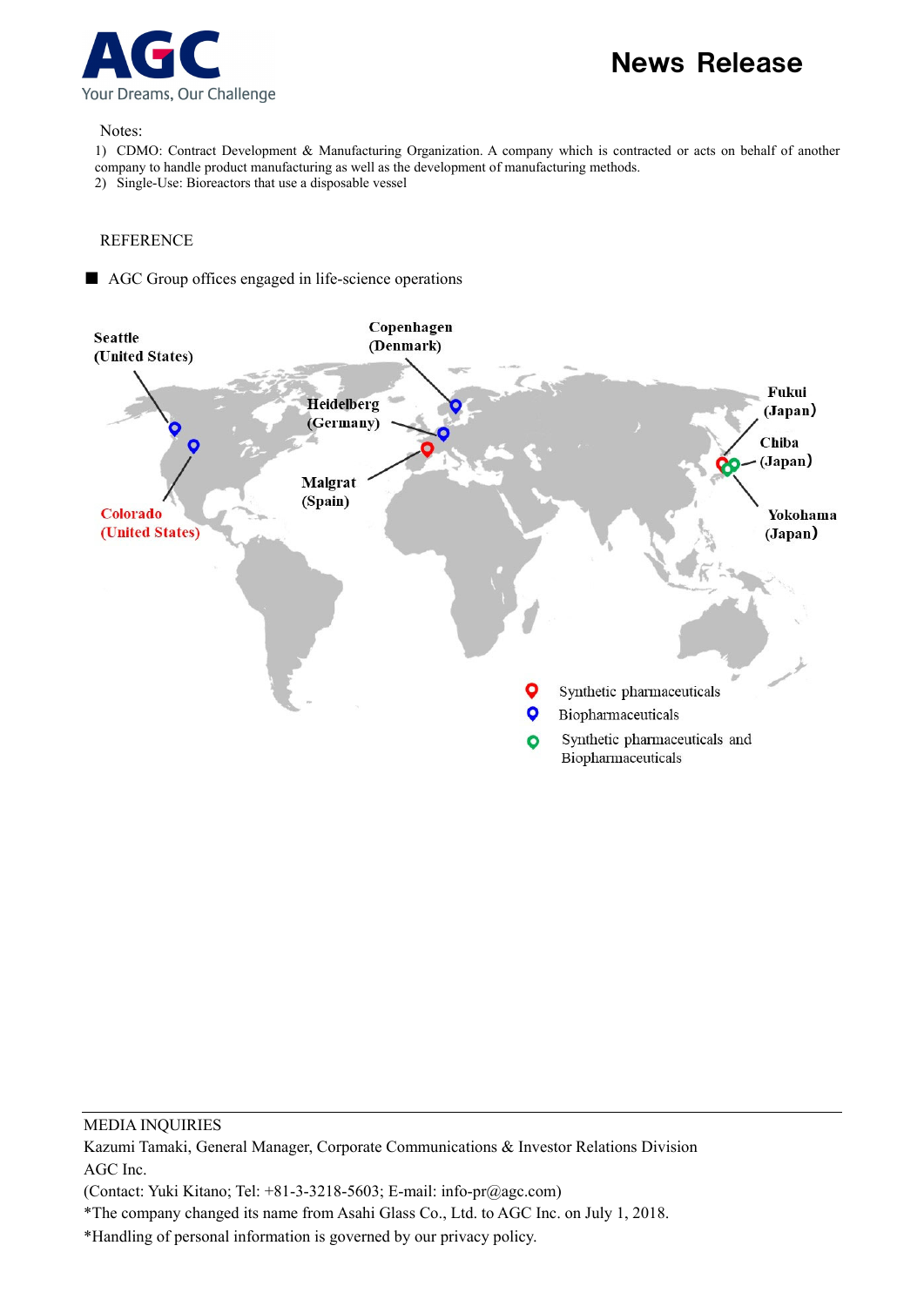Notes:

1) CDMO: Contract Development & Manufacturing Organization. A company which is contracted or acts on behalf of another company to handle product manufacturing as well as the development of manufacturing methods.
2) Single-Use: Bioreactors that use a disposable vessel

REFERENCE

■ AGC Group offices engaged in life-science operations

Seattle (United States)

Copenhagen (Denmark)

Heidelberg (Germany)

Malgrat (Spain)

Colorado (United States)

Fukui (Japan)

Chiba (Japan)

Yokohama (Japan)

Synthetic pharmaceuticals

Biopharmaceuticals

Synthetic pharmaceuticals and Biopharmaceuticals

---

MEDIA INQUIRIES

Kazumi Tamaki, General Manager, Corporate Communications & Investor Relations Division

AGC Inc.

(Contact: Yuki Kitano; Tel: +81-3-3218-5603; E-mail: info-pr@agc.com)

*The company changed its name from Asahi Glass Co., Ltd. to AGC Inc. on July 1, 2018.

*Handling of personal information is governed by our privacy policy.